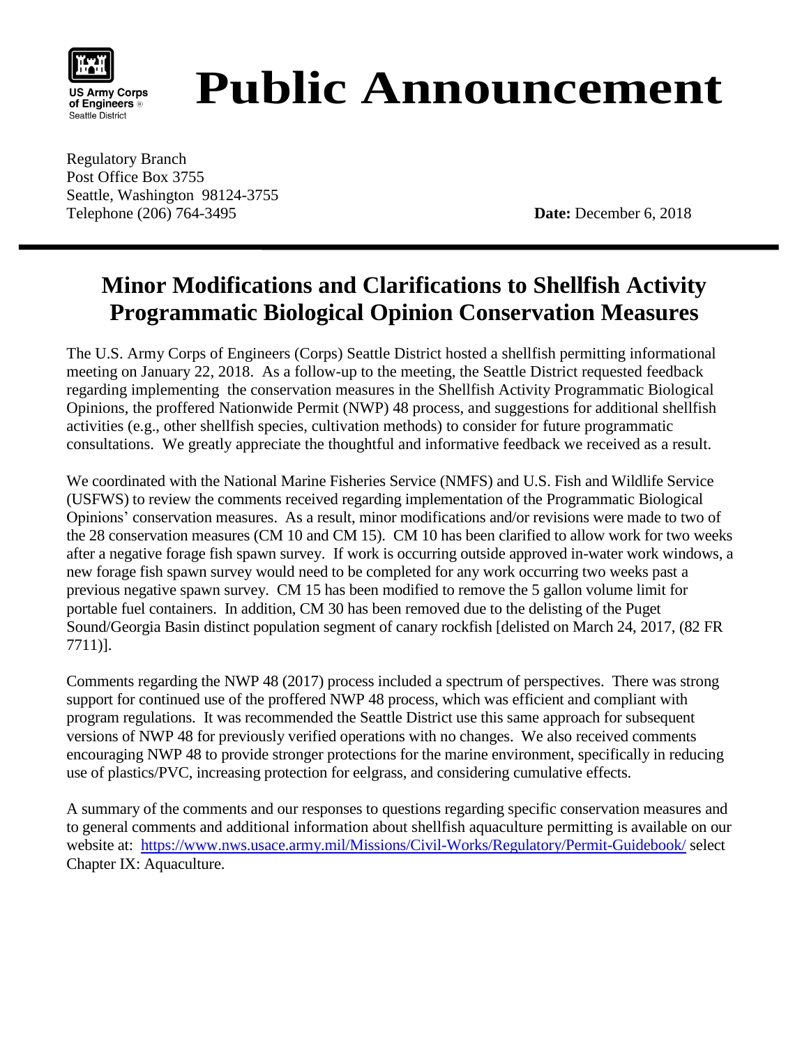US Army Corps of Engineers
Seattle District

# Public Announcement

Regulatory Branch
Post Office Box 3755
Seattle, Washington 98124-3755
Telephone (206) 764-3495

**Date:** December 6, 2018

## Minor Modifications and Clarifications to Shellfish Activity Programmatic Biological Opinion Conservation Measures

The U.S. Army Corps of Engineers (Corps) Seattle District hosted a shellfish permitting informational meeting on January 22, 2018. As a follow-up to the meeting, the Seattle District requested feedback regarding implementing the conservation measures in the Shellfish Activity Programmatic Biological Opinions, the proffered Nationwide Permit (NWP) 48 process, and suggestions for additional shellfish activities (e.g., other shellfish species, cultivation methods) to consider for future programmatic consultations. We greatly appreciate the thoughtful and informative feedback we received as a result.

We coordinated with the National Marine Fisheries Service (NMFS) and U.S. Fish and Wildlife Service (USFWS) to review the comments received regarding implementation of the Programmatic Biological Opinions' conservation measures. As a result, minor modifications and/or revisions were made to two of the 28 conservation measures (CM 10 and CM 15). CM 10 has been clarified to allow work for two weeks after a negative forage fish spawn survey. If work is occurring outside approved in-water work windows, a new forage fish spawn survey would need to be completed for any work occurring two weeks past a previous negative spawn survey. CM 15 has been modified to remove the 5 gallon volume limit for portable fuel containers. In addition, CM 30 has been removed due to the delisting of the Puget Sound/Georgia Basin distinct population segment of canary rockfish [delisted on March 24, 2017, (82 FR 7711)].

Comments regarding the NWP 48 (2017) process included a spectrum of perspectives. There was strong support for continued use of the proffered NWP 48 process, which was efficient and compliant with program regulations. It was recommended the Seattle District use this same approach for subsequent versions of NWP 48 for previously verified operations with no changes. We also received comments encouraging NWP 48 to provide stronger protections for the marine environment, specifically in reducing use of plastics/PVC, increasing protection for eelgrass, and considering cumulative effects.

A summary of the comments and our responses to questions regarding specific conservation measures and to general comments and additional information about shellfish aquaculture permitting is available on our website at: https://www.nws.usace.army.mil/Missions/Civil-Works/Regulatory/Permit-Guidebook/ select Chapter IX: Aquaculture.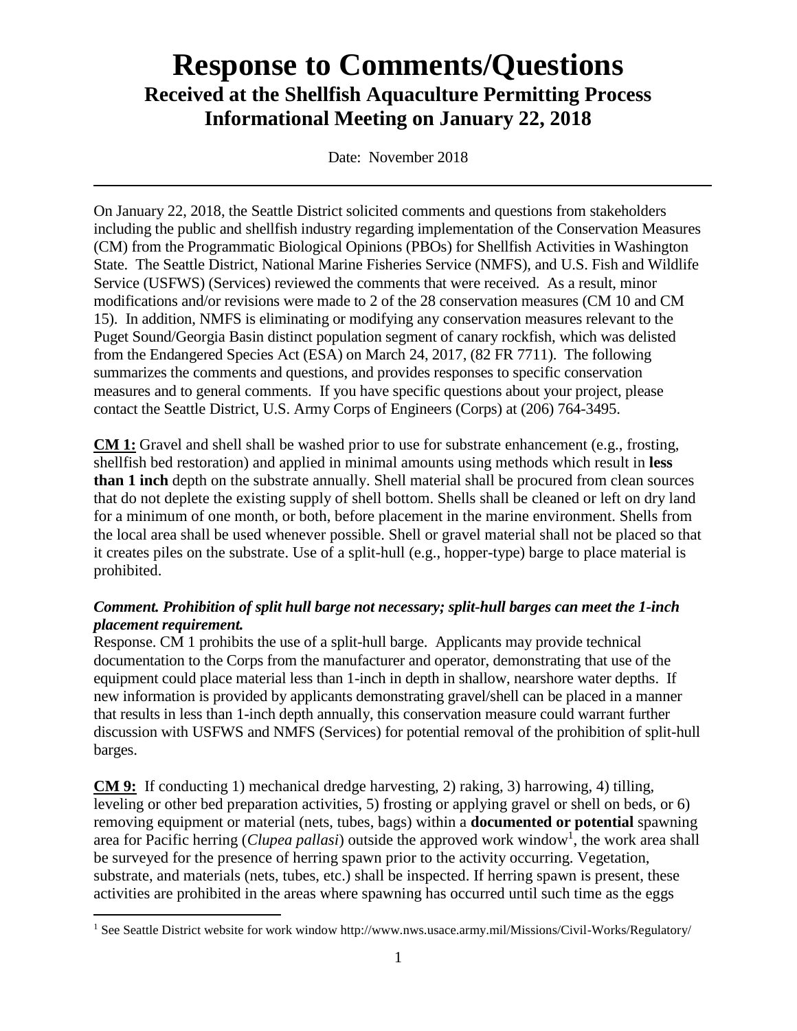# Response to Comments/Questions
## Received at the Shellfish Aquaculture Permitting Process Informational Meeting on January 22, 2018

Date: November 2018

---

On January 22, 2018, the Seattle District solicited comments and questions from stakeholders including the public and shellfish industry regarding implementation of the Conservation Measures (CM) from the Programmatic Biological Opinions (PBOs) for Shellfish Activities in Washington State. The Seattle District, National Marine Fisheries Service (NMFS), and U.S. Fish and Wildlife Service (USFWS) (Services) reviewed the comments that were received. As a result, minor modifications and/or revisions were made to 2 of the 28 conservation measures (CM 10 and CM 15). In addition, NMFS is eliminating or modifying any conservation measures relevant to the Puget Sound/Georgia Basin distinct population segment of canary rockfish, which was delisted from the Endangered Species Act (ESA) on March 24, 2017, (82 FR 7711). The following summarizes the comments and questions, and provides responses to specific conservation measures and to general comments. If you have specific questions about your project, please contact the Seattle District, U.S. Army Corps of Engineers (Corps) at (206) 764-3495.

**CM 1:** Gravel and shell shall be washed prior to use for substrate enhancement (e.g., frosting, shellfish bed restoration) and applied in minimal amounts using methods which result in **less than 1 inch** depth on the substrate annually. Shell material shall be procured from clean sources that do not deplete the existing supply of shell bottom. Shells shall be cleaned or left on dry land for a minimum of one month, or both, before placement in the marine environment. Shells from the local area shall be used whenever possible. Shell or gravel material shall not be placed so that it creates piles on the substrate. Use of a split-hull (e.g., hopper-type) barge to place material is prohibited.

***Comment. Prohibition of split hull barge not necessary; split-hull barges can meet the 1-inch placement requirement.***

Response. CM 1 prohibits the use of a split-hull barge. Applicants may provide technical documentation to the Corps from the manufacturer and operator, demonstrating that use of the equipment could place material less than 1-inch in depth in shallow, nearshore water depths. If new information is provided by applicants demonstrating gravel/shell can be placed in a manner that results in less than 1-inch depth annually, this conservation measure could warrant further discussion with USFWS and NMFS (Services) for potential removal of the prohibition of split-hull barges.

**CM 9:** If conducting 1) mechanical dredge harvesting, 2) raking, 3) harrowing, 4) tilling, leveling or other bed preparation activities, 5) frosting or applying gravel or shell on beds, or 6) removing equipment or material (nets, tubes, bags) within a **documented or potential** spawning area for Pacific herring (*Clupea pallasi*) outside the approved work window[1], the work area shall be surveyed for the presence of herring spawn prior to the activity occurring. Vegetation, substrate, and materials (nets, tubes, etc.) shall be inspected. If herring spawn is present, these activities are prohibited in the areas where spawning has occurred until such time as the eggs

---

[1] See Seattle District website for work window http://www.nws.usace.army.mil/Missions/Civil-Works/Regulatory/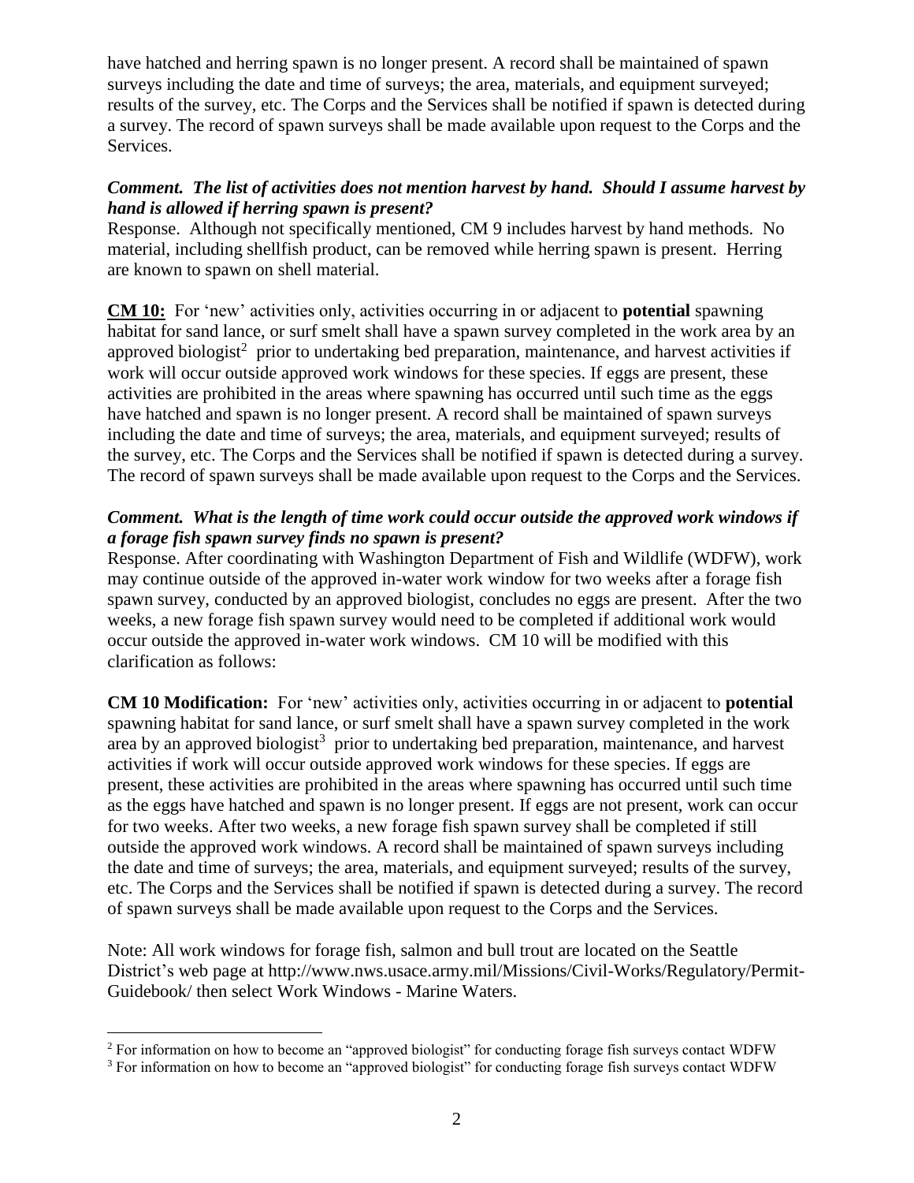have hatched and herring spawn is no longer present. A record shall be maintained of spawn surveys including the date and time of surveys; the area, materials, and equipment surveyed; results of the survey, etc. The Corps and the Services shall be notified if spawn is detected during a survey. The record of spawn surveys shall be made available upon request to the Corps and the Services.

***Comment. The list of activities does not mention harvest by hand. Should I assume harvest by hand is allowed if herring spawn is present?***

Response. Although not specifically mentioned, CM 9 includes harvest by hand methods. No material, including shellfish product, can be removed while herring spawn is present. Herring are known to spawn on shell material.

**CM 10:** For 'new' activities only, activities occurring in or adjacent to **potential** spawning habitat for sand lance, or surf smelt shall have a spawn survey completed in the work area by an approved biologist[2] prior to undertaking bed preparation, maintenance, and harvest activities if work will occur outside approved work windows for these species. If eggs are present, these activities are prohibited in the areas where spawning has occurred until such time as the eggs have hatched and spawn is no longer present. A record shall be maintained of spawn surveys including the date and time of surveys; the area, materials, and equipment surveyed; results of the survey, etc. The Corps and the Services shall be notified if spawn is detected during a survey. The record of spawn surveys shall be made available upon request to the Corps and the Services.

***Comment. What is the length of time work could occur outside the approved work windows if a forage fish spawn survey finds no spawn is present?***

Response. After coordinating with Washington Department of Fish and Wildlife (WDFW), work may continue outside of the approved in-water work window for two weeks after a forage fish spawn survey, conducted by an approved biologist, concludes no eggs are present. After the two weeks, a new forage fish spawn survey would need to be completed if additional work would occur outside the approved in-water work windows. CM 10 will be modified with this clarification as follows:

**CM 10 Modification:** For 'new' activities only, activities occurring in or adjacent to **potential** spawning habitat for sand lance, or surf smelt shall have a spawn survey completed in the work area by an approved biologist[3] prior to undertaking bed preparation, maintenance, and harvest activities if work will occur outside approved work windows for these species. If eggs are present, these activities are prohibited in the areas where spawning has occurred until such time as the eggs have hatched and spawn is no longer present. If eggs are not present, work can occur for two weeks. After two weeks, a new forage fish spawn survey shall be completed if still outside the approved work windows. A record shall be maintained of spawn surveys including the date and time of surveys; the area, materials, and equipment surveyed; results of the survey, etc. The Corps and the Services shall be notified if spawn is detected during a survey. The record of spawn surveys shall be made available upon request to the Corps and the Services.

Note: All work windows for forage fish, salmon and bull trout are located on the Seattle District's web page at http://www.nws.usace.army.mil/Missions/Civil-Works/Regulatory/Permit-Guidebook/ then select Work Windows - Marine Waters.

---

[2] For information on how to become an "approved biologist" for conducting forage fish surveys contact WDFW

[3] For information on how to become an "approved biologist" for conducting forage fish surveys contact WDFW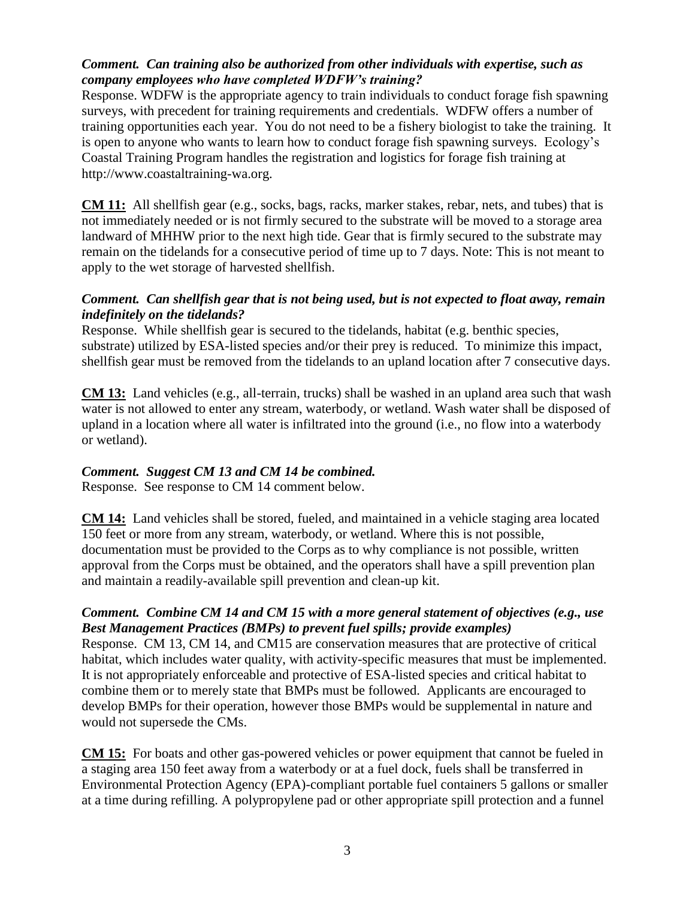***Comment. Can training also be authorized from other individuals with expertise, such as company employees who have completed WDFW's training?***

Response. WDFW is the appropriate agency to train individuals to conduct forage fish spawning surveys, with precedent for training requirements and credentials. WDFW offers a number of training opportunities each year. You do not need to be a fishery biologist to take the training. It is open to anyone who wants to learn how to conduct forage fish spawning surveys. Ecology's Coastal Training Program handles the registration and logistics for forage fish training at http://www.coastaltraining-wa.org.

**CM 11:** All shellfish gear (e.g., socks, bags, racks, marker stakes, rebar, nets, and tubes) that is not immediately needed or is not firmly secured to the substrate will be moved to a storage area landward of MHHW prior to the next high tide. Gear that is firmly secured to the substrate may remain on the tidelands for a consecutive period of time up to 7 days. Note: This is not meant to apply to the wet storage of harvested shellfish.

***Comment. Can shellfish gear that is not being used, but is not expected to float away, remain indefinitely on the tidelands?***

Response. While shellfish gear is secured to the tidelands, habitat (e.g. benthic species, substrate) utilized by ESA-listed species and/or their prey is reduced. To minimize this impact, shellfish gear must be removed from the tidelands to an upland location after 7 consecutive days.

**CM 13:** Land vehicles (e.g., all-terrain, trucks) shall be washed in an upland area such that wash water is not allowed to enter any stream, waterbody, or wetland. Wash water shall be disposed of upland in a location where all water is infiltrated into the ground (i.e., no flow into a waterbody or wetland).

***Comment. Suggest CM 13 and CM 14 be combined.***

Response. See response to CM 14 comment below.

**CM 14:** Land vehicles shall be stored, fueled, and maintained in a vehicle staging area located 150 feet or more from any stream, waterbody, or wetland. Where this is not possible, documentation must be provided to the Corps as to why compliance is not possible, written approval from the Corps must be obtained, and the operators shall have a spill prevention plan and maintain a readily-available spill prevention and clean-up kit.

***Comment. Combine CM 14 and CM 15 with a more general statement of objectives (e.g., use Best Management Practices (BMPs) to prevent fuel spills; provide examples)***

Response. CM 13, CM 14, and CM15 are conservation measures that are protective of critical habitat, which includes water quality, with activity-specific measures that must be implemented. It is not appropriately enforceable and protective of ESA-listed species and critical habitat to combine them or to merely state that BMPs must be followed. Applicants are encouraged to develop BMPs for their operation, however those BMPs would be supplemental in nature and would not supersede the CMs.

**CM 15:** For boats and other gas-powered vehicles or power equipment that cannot be fueled in a staging area 150 feet away from a waterbody or at a fuel dock, fuels shall be transferred in Environmental Protection Agency (EPA)-compliant portable fuel containers 5 gallons or smaller at a time during refilling. A polypropylene pad or other appropriate spill protection and a funnel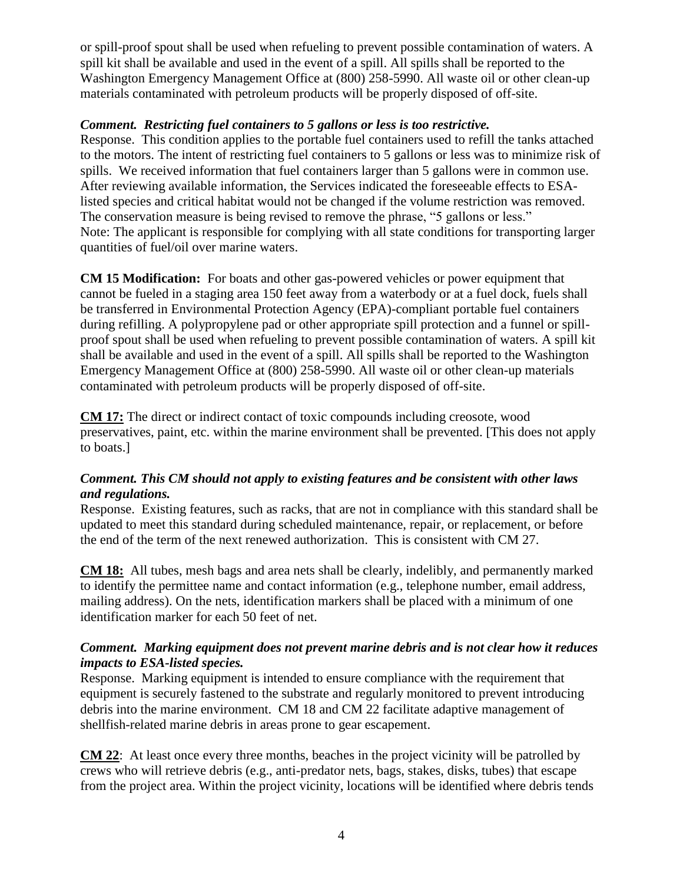or spill-proof spout shall be used when refueling to prevent possible contamination of waters. A spill kit shall be available and used in the event of a spill. All spills shall be reported to the Washington Emergency Management Office at (800) 258-5990. All waste oil or other clean-up materials contaminated with petroleum products will be properly disposed of off-site.

***Comment. Restricting fuel containers to 5 gallons or less is too restrictive.***

Response. This condition applies to the portable fuel containers used to refill the tanks attached to the motors. The intent of restricting fuel containers to 5 gallons or less was to minimize risk of spills. We received information that fuel containers larger than 5 gallons were in common use. After reviewing available information, the Services indicated the foreseeable effects to ESA-listed species and critical habitat would not be changed if the volume restriction was removed. The conservation measure is being revised to remove the phrase, "5 gallons or less."

Note: The applicant is responsible for complying with all state conditions for transporting larger quantities of fuel/oil over marine waters.

**CM 15 Modification:** For boats and other gas-powered vehicles or power equipment that cannot be fueled in a staging area 150 feet away from a waterbody or at a fuel dock, fuels shall be transferred in Environmental Protection Agency (EPA)-compliant portable fuel containers during refilling. A polypropylene pad or other appropriate spill protection and a funnel or spill-proof spout shall be used when refueling to prevent possible contamination of waters. A spill kit shall be available and used in the event of a spill. All spills shall be reported to the Washington Emergency Management Office at (800) 258-5990. All waste oil or other clean-up materials contaminated with petroleum products will be properly disposed of off-site.

**CM 17:** The direct or indirect contact of toxic compounds including creosote, wood preservatives, paint, etc. within the marine environment shall be prevented. [This does not apply to boats.]

***Comment. This CM should not apply to existing features and be consistent with other laws and regulations.***

Response. Existing features, such as racks, that are not in compliance with this standard shall be updated to meet this standard during scheduled maintenance, repair, or replacement, or before the end of the term of the next renewed authorization. This is consistent with CM 27.

**CM 18:** All tubes, mesh bags and area nets shall be clearly, indelibly, and permanently marked to identify the permittee name and contact information (e.g., telephone number, email address, mailing address). On the nets, identification markers shall be placed with a minimum of one identification marker for each 50 feet of net.

***Comment. Marking equipment does not prevent marine debris and is not clear how it reduces impacts to ESA-listed species.***

Response. Marking equipment is intended to ensure compliance with the requirement that equipment is securely fastened to the substrate and regularly monitored to prevent introducing debris into the marine environment. CM 18 and CM 22 facilitate adaptive management of shellfish-related marine debris in areas prone to gear escapement.

**CM 22**: At least once every three months, beaches in the project vicinity will be patrolled by crews who will retrieve debris (e.g., anti-predator nets, bags, stakes, disks, tubes) that escape from the project area. Within the project vicinity, locations will be identified where debris tends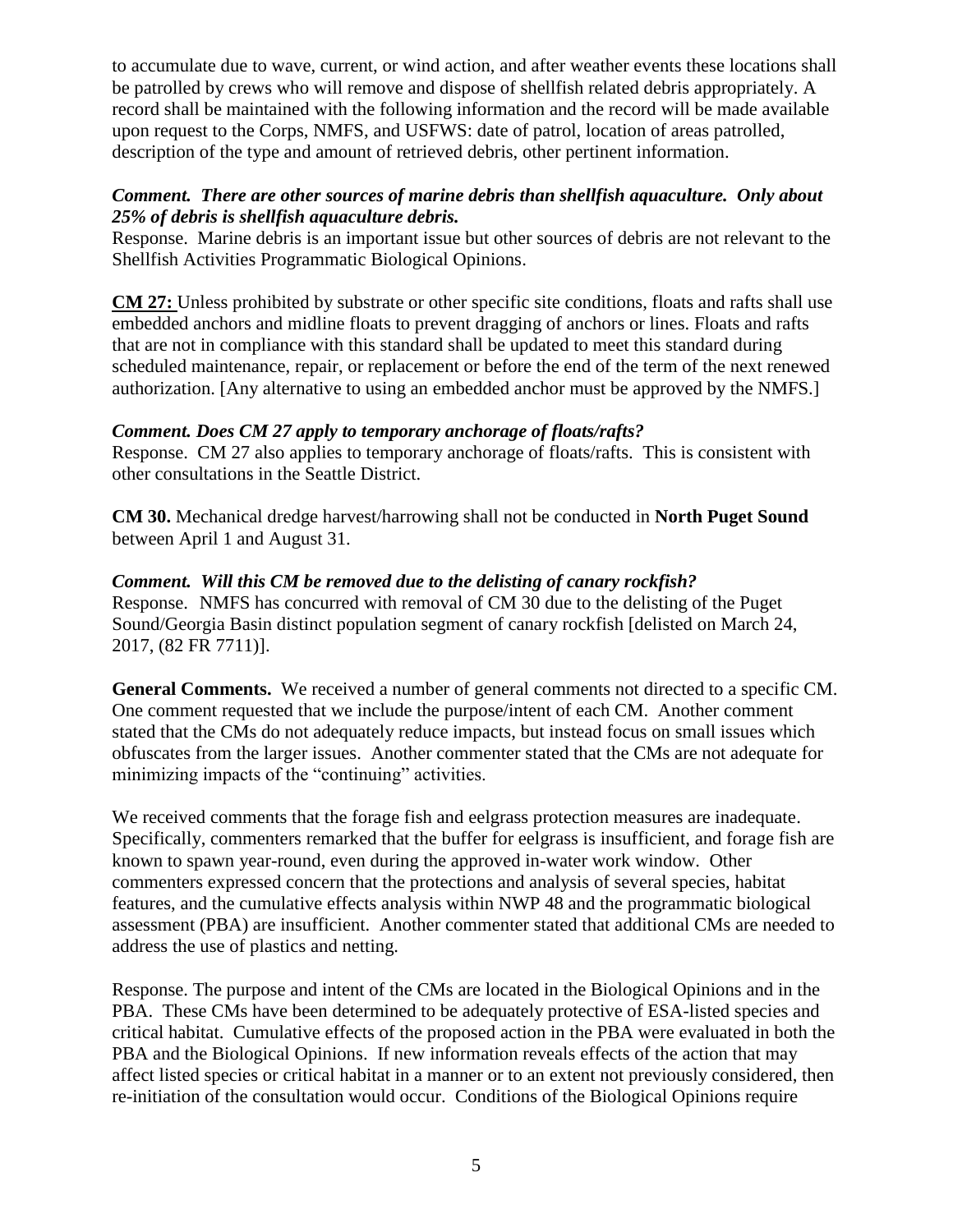to accumulate due to wave, current, or wind action, and after weather events these locations shall be patrolled by crews who will remove and dispose of shellfish related debris appropriately. A record shall be maintained with the following information and the record will be made available upon request to the Corps, NMFS, and USFWS: date of patrol, location of areas patrolled, description of the type and amount of retrieved debris, other pertinent information.

***Comment. There are other sources of marine debris than shellfish aquaculture. Only about 25% of debris is shellfish aquaculture debris.***

Response. Marine debris is an important issue but other sources of debris are not relevant to the Shellfish Activities Programmatic Biological Opinions.

**CM 27:** Unless prohibited by substrate or other specific site conditions, floats and rafts shall use embedded anchors and midline floats to prevent dragging of anchors or lines. Floats and rafts that are not in compliance with this standard shall be updated to meet this standard during scheduled maintenance, repair, or replacement or before the end of the term of the next renewed authorization. [Any alternative to using an embedded anchor must be approved by the NMFS.]

***Comment. Does CM 27 apply to temporary anchorage of floats/rafts?***

Response. CM 27 also applies to temporary anchorage of floats/rafts. This is consistent with other consultations in the Seattle District.

**CM 30.** Mechanical dredge harvest/harrowing shall not be conducted in **North Puget Sound** between April 1 and August 31.

***Comment. Will this CM be removed due to the delisting of canary rockfish?***

Response. NMFS has concurred with removal of CM 30 due to the delisting of the Puget Sound/Georgia Basin distinct population segment of canary rockfish [delisted on March 24, 2017, (82 FR 7711)].

**General Comments.** We received a number of general comments not directed to a specific CM. One comment requested that we include the purpose/intent of each CM. Another comment stated that the CMs do not adequately reduce impacts, but instead focus on small issues which obfuscates from the larger issues. Another commenter stated that the CMs are not adequate for minimizing impacts of the "continuing" activities.

We received comments that the forage fish and eelgrass protection measures are inadequate. Specifically, commenters remarked that the buffer for eelgrass is insufficient, and forage fish are known to spawn year-round, even during the approved in-water work window. Other commenters expressed concern that the protections and analysis of several species, habitat features, and the cumulative effects analysis within NWP 48 and the programmatic biological assessment (PBA) are insufficient. Another commenter stated that additional CMs are needed to address the use of plastics and netting.

Response. The purpose and intent of the CMs are located in the Biological Opinions and in the PBA. These CMs have been determined to be adequately protective of ESA-listed species and critical habitat. Cumulative effects of the proposed action in the PBA were evaluated in both the PBA and the Biological Opinions. If new information reveals effects of the action that may affect listed species or critical habitat in a manner or to an extent not previously considered, then re-initiation of the consultation would occur. Conditions of the Biological Opinions require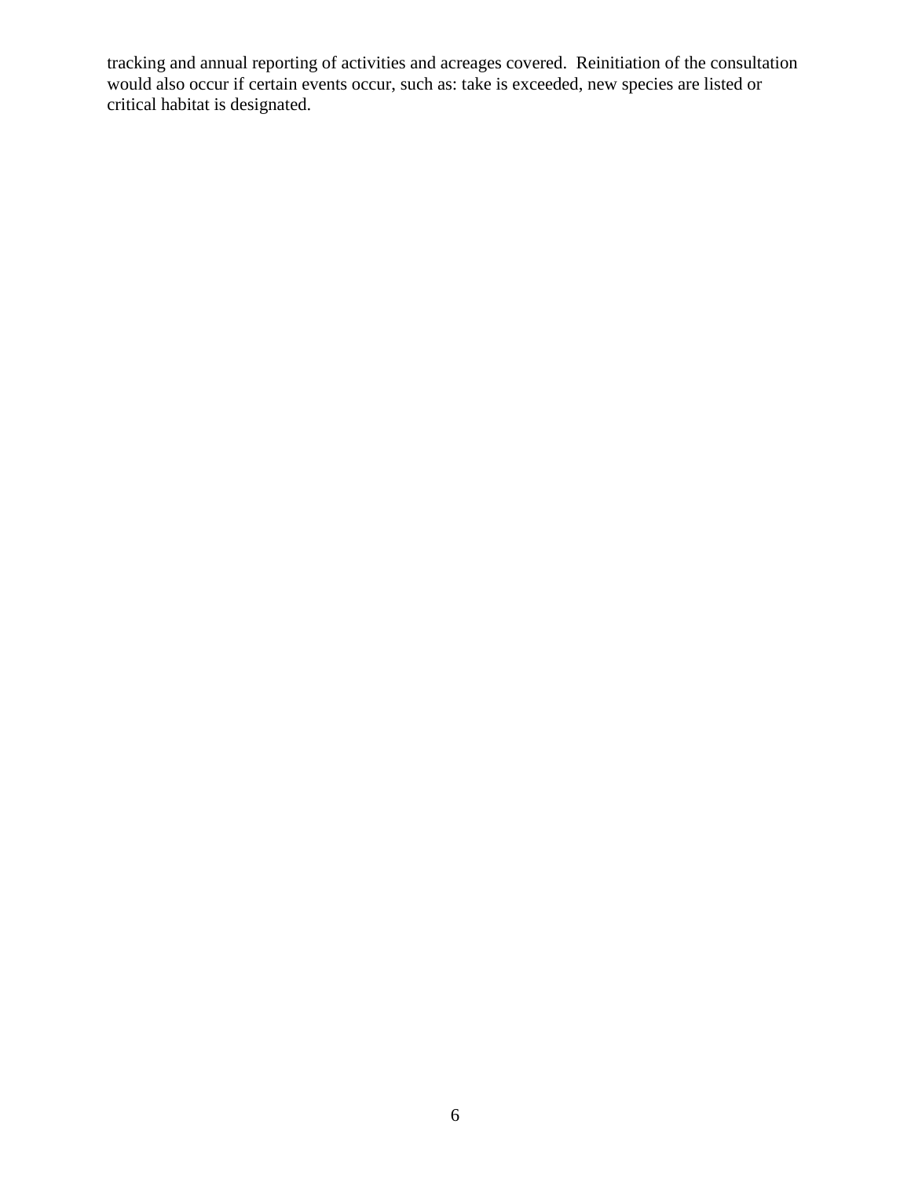tracking and annual reporting of activities and acreages covered. Reinitiation of the consultation would also occur if certain events occur, such as: take is exceeded, new species are listed or critical habitat is designated.